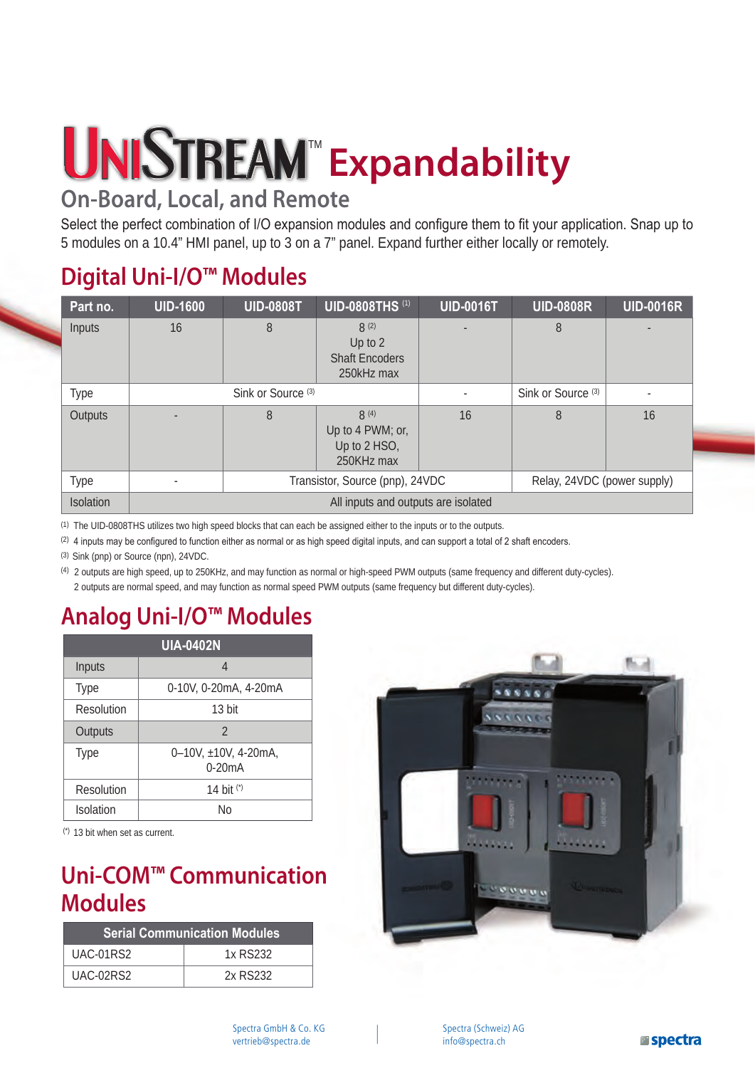# UNISTREAM™ Expandability

## On-Board, Local, and Remote

Select the perfect combination of I/O expansion modules and configure them to fit your application. Snap up to 5 modules on a 10.4" HMI panel, up to 3 on a 7" panel. Expand further either locally or remotely.

## Digital Uni-I/O™ Modules

| Part no. | UID-1600 | UID-0808T | UID-0808THS (1) | UID-0016T | UID-0808R | UID-0016R |
|---|---|---|---|---|---|---|
| Inputs | 16 | 8 | 8 (2) Up to 2 Shaft Encoders 250kHz max | - | 8 | - |
| Type | Sink or Source (3) | | | - | Sink or Source (3) | - |
| Outputs | - | 8 | 8 (4) Up to 4 PWM; or, Up to 2 HSO, 250KHz max | 16 | 8 | 16 |
| Type | - | Transistor, Source (pnp), 24VDC | | | Relay, 24VDC (power supply) | |
| Isolation | All inputs and outputs are isolated | | | | | |

(1) The UID-0808THS utilizes two high speed blocks that can each be assigned either to the inputs or to the outputs.

(2) 4 inputs may be configured to function either as normal or as high speed digital inputs, and can support a total of 2 shaft encoders.

(3) Sink (pnp) or Source (npn), 24VDC.

(4) 2 outputs are high speed, up to 250KHz, and may function as normal or high-speed PWM outputs (same frequency and different duty-cycles). 2 outputs are normal speed, and may function as normal speed PWM outputs (same frequency but different duty-cycles).

## Analog Uni-I/O™ Modules

| UIA-0402N | |
|---|---|
| Inputs | 4 |
| Type | 0-10V, 0-20mA, 4-20mA |
| Resolution | 13 bit |
| Outputs | 2 |
| Type | 0–10V, ±10V, 4-20mA, 0-20mA |
| Resolution | 14 bit (*) |
| Isolation | No |

(*) 13 bit when set as current.

## Uni-COM™ Communication Modules

| Serial Communication Modules | |
|---|---|
| UAC-01RS2 | 1x RS232 |
| UAC-02RS2 | 2x RS232 |

Spectra GmbH & Co. KG
vertrieb@spectra.de

Spectra (Schweiz) AG
info@spectra.ch

spectra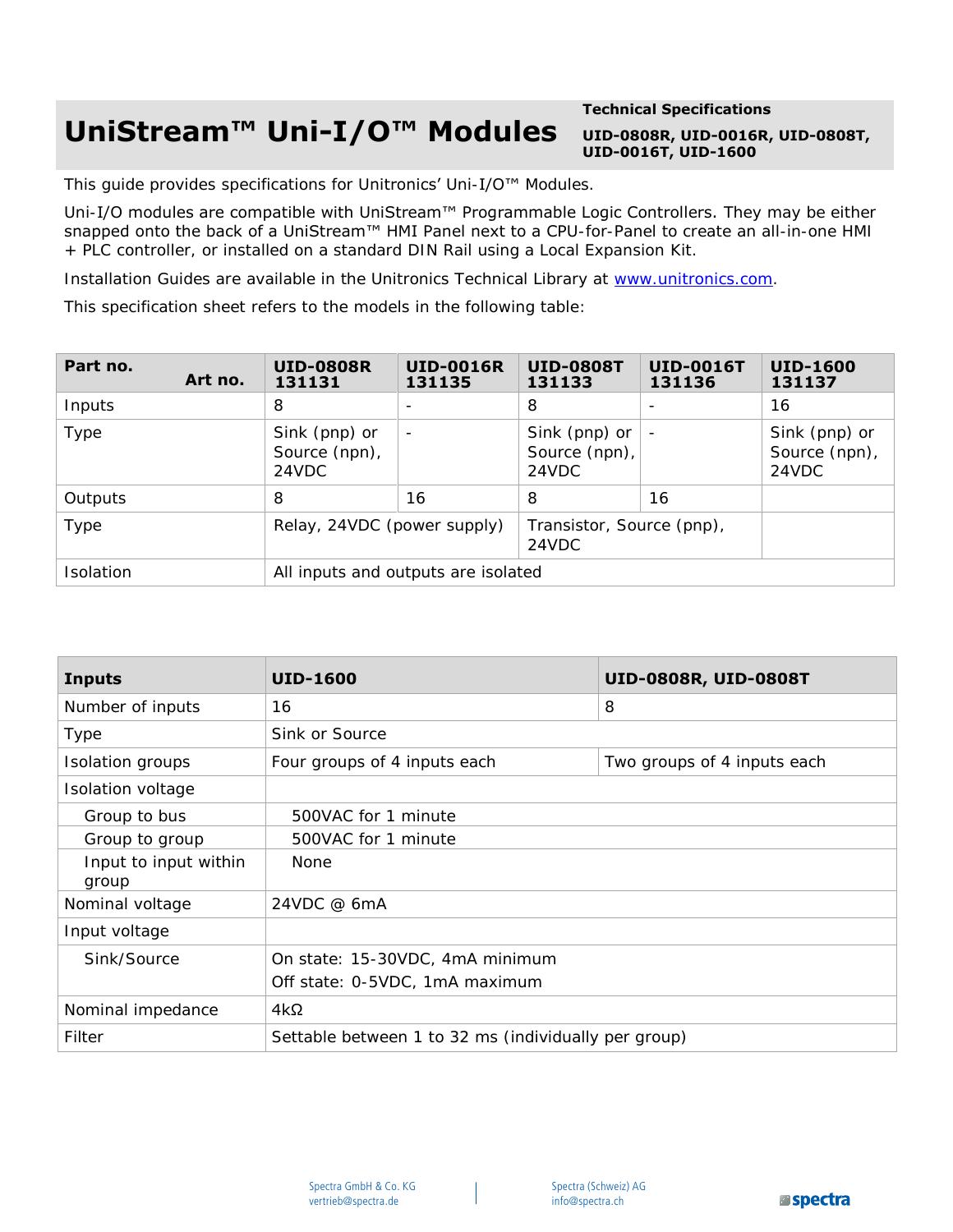# UniStream™ Uni-I/O™ Modules

**Technical Specifications**

**UID-0808R, UID-0016R, UID-0808T, UID-0016T, UID-1600**

This guide provides specifications for Unitronics' Uni-I/O™ Modules.

Uni-I/O modules are compatible with UniStream™ Programmable Logic Controllers. They may be either snapped onto the back of a UniStream™ HMI Panel next to a CPU-for-Panel to create an all-in-one HMI + PLC controller, or installed on a standard DIN Rail using a Local Expansion Kit.

Installation Guides are available in the Unitronics Technical Library at [www.unitronics.com](www.unitronics.com).

This specification sheet refers to the models in the following table:

| **Part no.** **Art no.** | **UID-0808R 131131** | **UID-0016R 131135** | **UID-0808T 131133** | **UID-0016T 131136** | **UID-1600 131137** |
|---|---|---|---|---|---|
| Inputs | 8 | - | 8 | - | 16 |
| Type | Sink (pnp) or Source (npn), 24VDC | - | Sink (pnp) or Source (npn), 24VDC | - | Sink (pnp) or Source (npn), 24VDC |
| Outputs | 8 | 16 | 8 | 16 | |
| Type | Relay, 24VDC (power supply) | | Transistor, Source (pnp), 24VDC | | |
| Isolation | All inputs and outputs are isolated | | | | |

| **Inputs** | **UID-1600** | **UID-0808R, UID-0808T** |
|---|---|---|
| Number of inputs | 16 | 8 |
| Type | Sink or Source | |
| Isolation groups | Four groups of 4 inputs each | Two groups of 4 inputs each |
| Isolation voltage | | |
| Group to bus | 500VAC for 1 minute | |
| Group to group | 500VAC for 1 minute | |
| Input to input within group | None | |
| Nominal voltage | 24VDC @ 6mA | |
| Input voltage | | |
| Sink/Source | On state: 15-30VDC, 4mA minimum<br>Off state: 0-5VDC, 1mA maximum | |
| Nominal impedance | 4kΩ | |
| Filter | Settable between 1 to 32 ms (individually per group) | |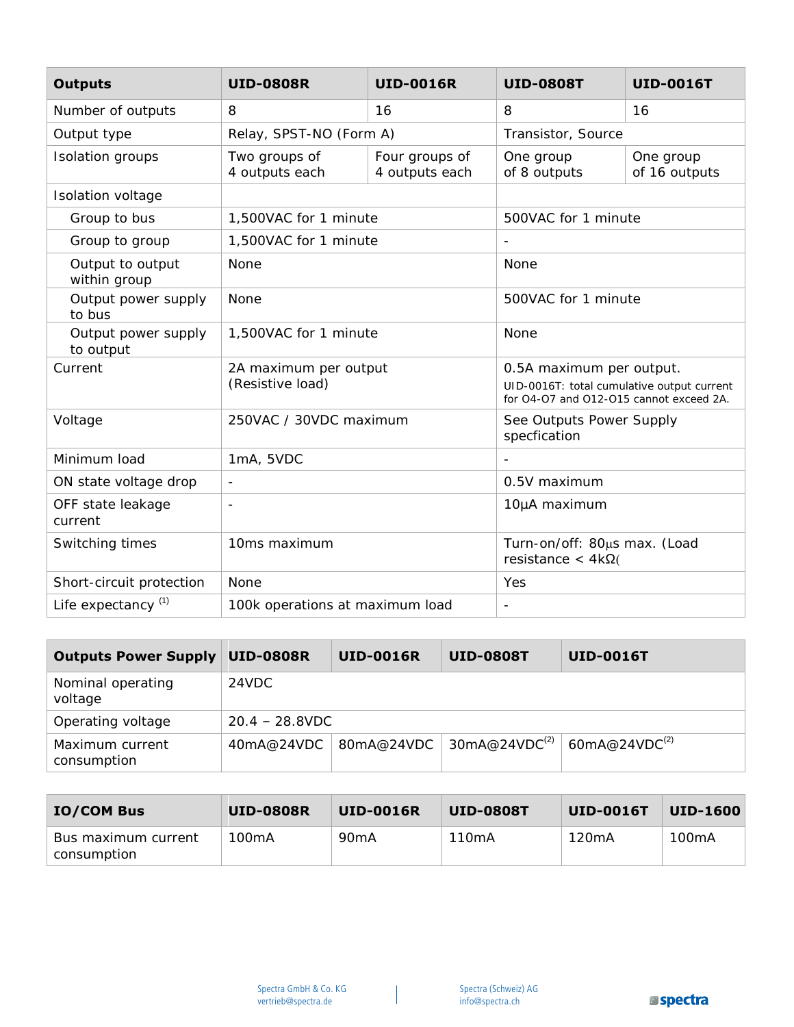| Outputs | UID-0808R | UID-0016R | UID-0808T | UID-0016T |
|---|---|---|---|---|
| Number of outputs | 8 | 16 | 8 | 16 |
| Output type | Relay, SPST-NO (Form A) | | Transistor, Source | |
| Isolation groups | Two groups of 4 outputs each | Four groups of 4 outputs each | One group of 8 outputs | One group of 16 outputs |
| Isolation voltage | | | | |
| Group to bus | 1,500VAC for 1 minute | | 500VAC for 1 minute | |
| Group to group | 1,500VAC for 1 minute | | - | |
| Output to output within group | None | | None | |
| Output power supply to bus | None | | 500VAC for 1 minute | |
| Output power supply to output | 1,500VAC for 1 minute | | None | |
| Current | 2A maximum per output (Resistive load) | | 0.5A maximum per output. UID-0016T: total cumulative output current for O4-O7 and O12-O15 cannot exceed 2A. | |
| Voltage | 250VAC / 30VDC maximum | | See Outputs Power Supply specfication | |
| Minimum load | 1mA, 5VDC | | - | |
| ON state voltage drop | - | | 0.5V maximum | |
| OFF state leakage current | - | | 10μA maximum | |
| Switching times | 10ms maximum | | Turn-on/off: 80μs max. (Load resistance < 4kΩ( | |
| Short-circuit protection | None | | Yes | |
| Life expectancy [1] | 100k operations at maximum load | | - | |

| Outputs Power Supply | UID-0808R | UID-0016R | UID-0808T | UID-0016T |
|---|---|---|---|---|
| Nominal operating voltage | 24VDC | | | |
| Operating voltage | 20.4 – 28.8VDC | | | |
| Maximum current consumption | 40mA@24VDC | 80mA@24VDC | 30mA@24VDC[2] | 60mA@24VDC[2] |

| IO/COM Bus | UID-0808R | UID-0016R | UID-0808T | UID-0016T | UID-1600 |
|---|---|---|---|---|---|
| Bus maximum current consumption | 100mA | 90mA | 110mA | 120mA | 100mA |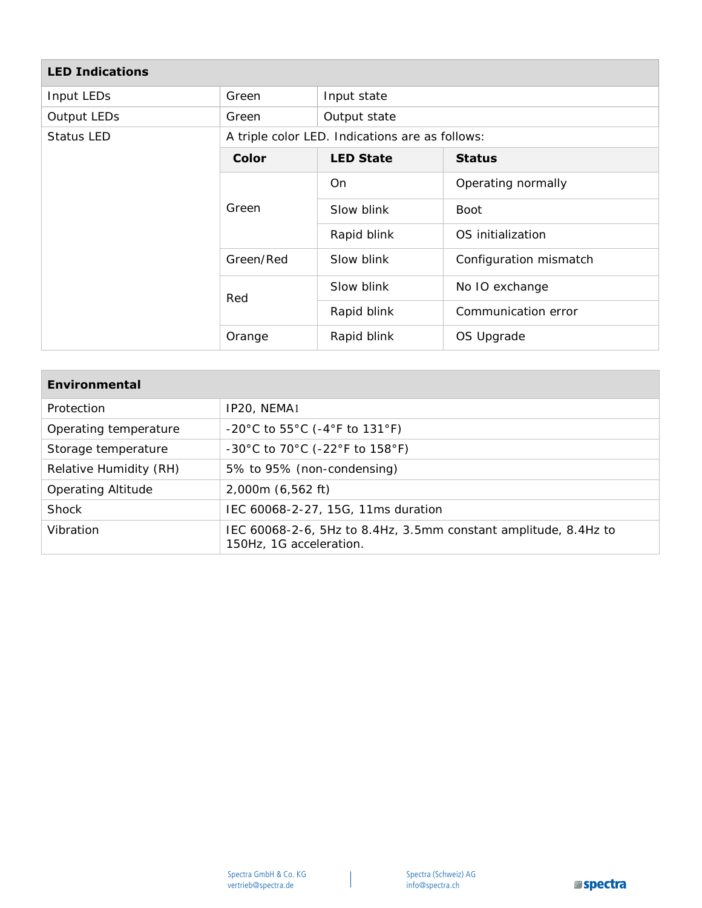| LED Indications | | | |
|---|---|---|---|
| Input LEDs | Green | Input state | |
| Output LEDs | Green | Output state | |
| Status LED | A triple color LED. Indications are as follows: | | |
| | **Color** | **LED State** | **Status** |
| | Green | On | Operating normally |
| | | Slow blink | Boot |
| | | Rapid blink | OS initialization |
| | Green/Red | Slow blink | Configuration mismatch |
| | Red | Slow blink | No IO exchange |
| | | Rapid blink | Communication error |
| | Orange | Rapid blink | OS Upgrade |

| Environmental | |
|---|---|
| Protection | IP20, NEMA1 |
| Operating temperature | -20°C to 55°C (-4°F to 131°F) |
| Storage temperature | -30°C to 70°C (-22°F to 158°F) |
| Relative Humidity (RH) | 5% to 95% (non-condensing) |
| Operating Altitude | 2,000m (6,562 ft) |
| Shock | IEC 60068-2-27, 15G, 11ms duration |
| Vibration | IEC 60068-2-6, 5Hz to 8.4Hz, 3.5mm constant amplitude, 8.4Hz to 150Hz, 1G acceleration. |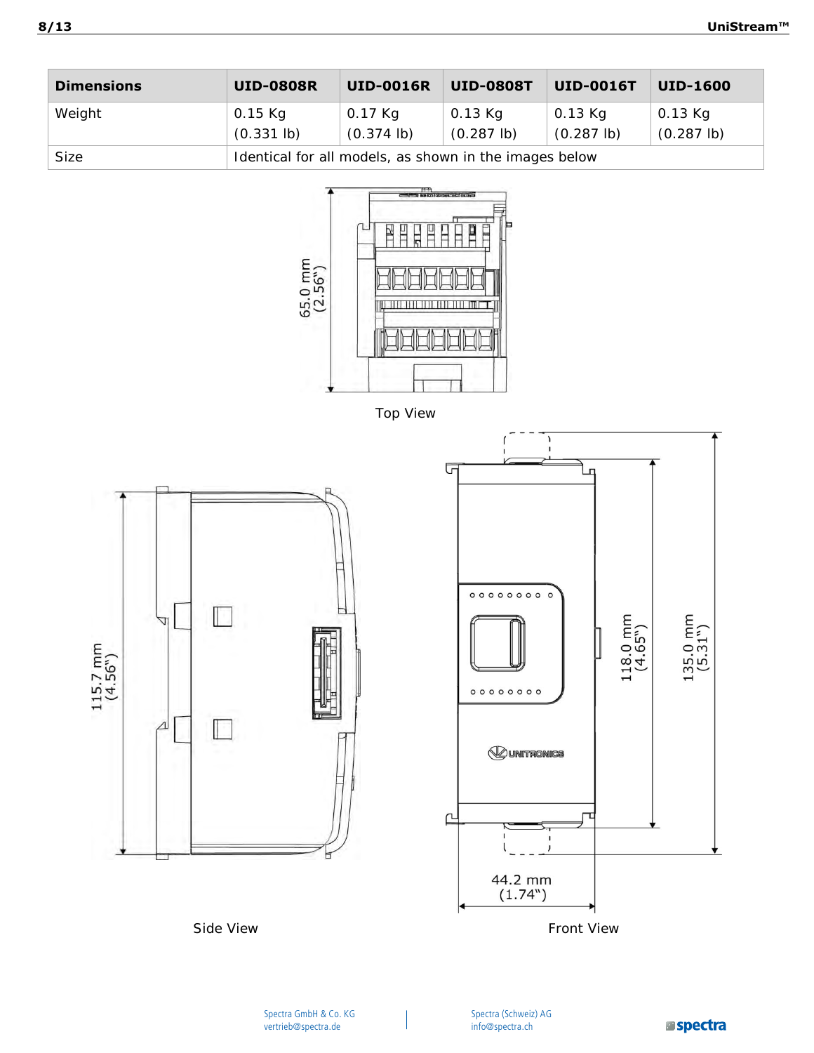| Dimensions | UID-0808R | UID-0016R | UID-0808T | UID-0016T | UID-1600 |
|---|---|---|---|---|---|
| Weight | 0.15 Kg (0.331 lb) | 0.17 Kg (0.374 lb) | 0.13 Kg (0.287 lb) | 0.13 Kg (0.287 lb) | 0.13 Kg (0.287 lb) |
| Size | Identical for all models, as shown in the images below | | | | |

65.0 mm (2.56")

Top View

115.7 mm (4.56")

Side View

118.0 mm (4.65")

135.0 mm (5.31")

44.2 mm (1.74")

Front View

Spectra GmbH & Co. KG
vertrieb@spectra.de

Spectra (Schweiz) AG
info@spectra.ch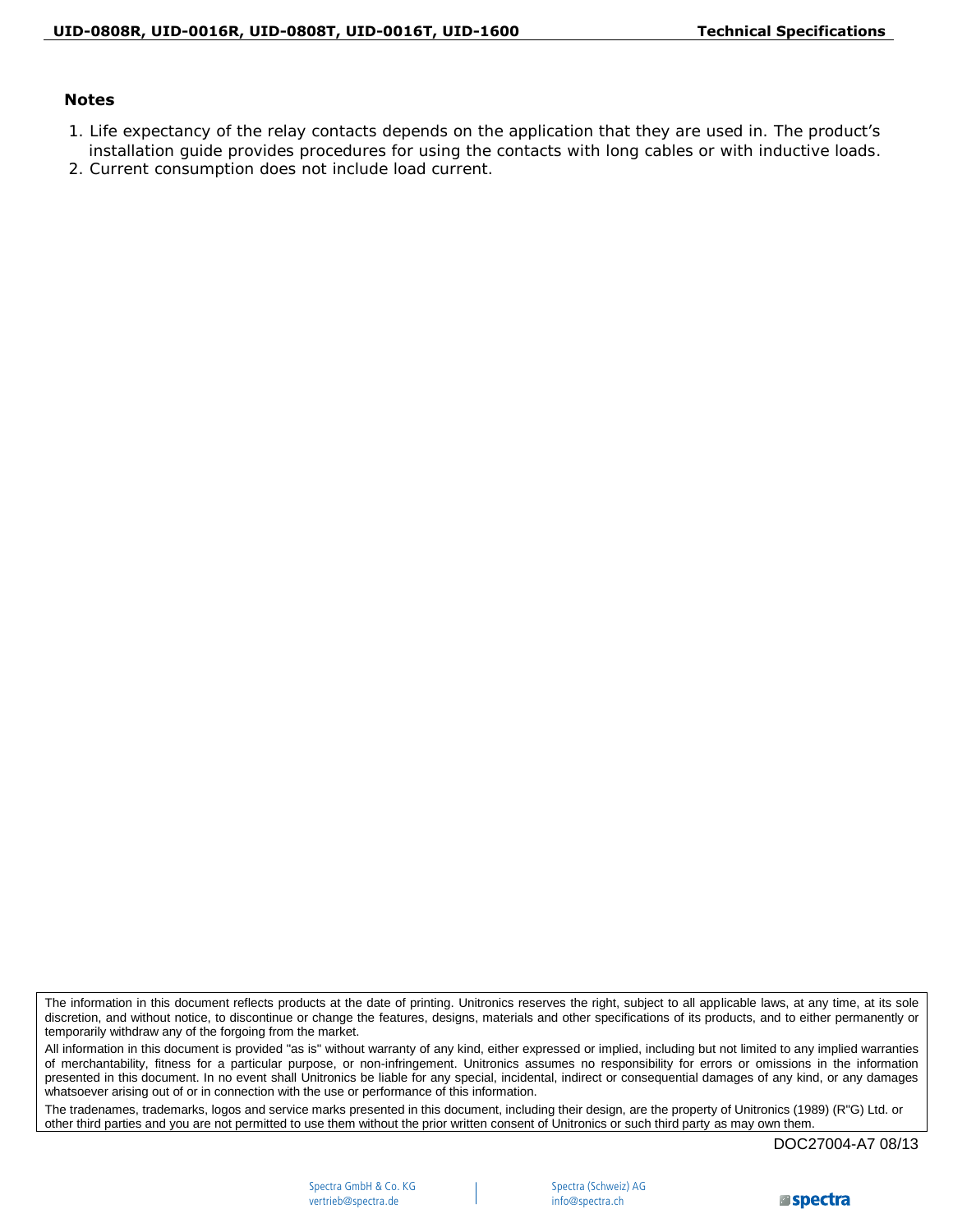### Notes

1. Life expectancy of the relay contacts depends on the application that they are used in. The product's installation guide provides procedures for using the contacts with long cables or with inductive loads.
2. Current consumption does not include load current.

The information in this document reflects products at the date of printing. Unitronics reserves the right, subject to all applicable laws, at any time, at its sole discretion, and without notice, to discontinue or change the features, designs, materials and other specifications of its products, and to either permanently or temporarily withdraw any of the forgoing from the market.

All information in this document is provided "as is" without warranty of any kind, either expressed or implied, including but not limited to any implied warranties of merchantability, fitness for a particular purpose, or non-infringement. Unitronics assumes no responsibility for errors or omissions in the information presented in this document. In no event shall Unitronics be liable for any special, incidental, indirect or consequential damages of any kind, or any damages whatsoever arising out of or in connection with the use or performance of this information.

The tradenames, trademarks, logos and service marks presented in this document, including their design, are the property of Unitronics (1989) (R"G) Ltd. or other third parties and you are not permitted to use them without the prior written consent of Unitronics or such third party as may own them.

DOC27004-A7 08/13

Spectra GmbH & Co. KG
vertrieb@spectra.de

Spectra (Schweiz) AG
info@spectra.ch

spectra